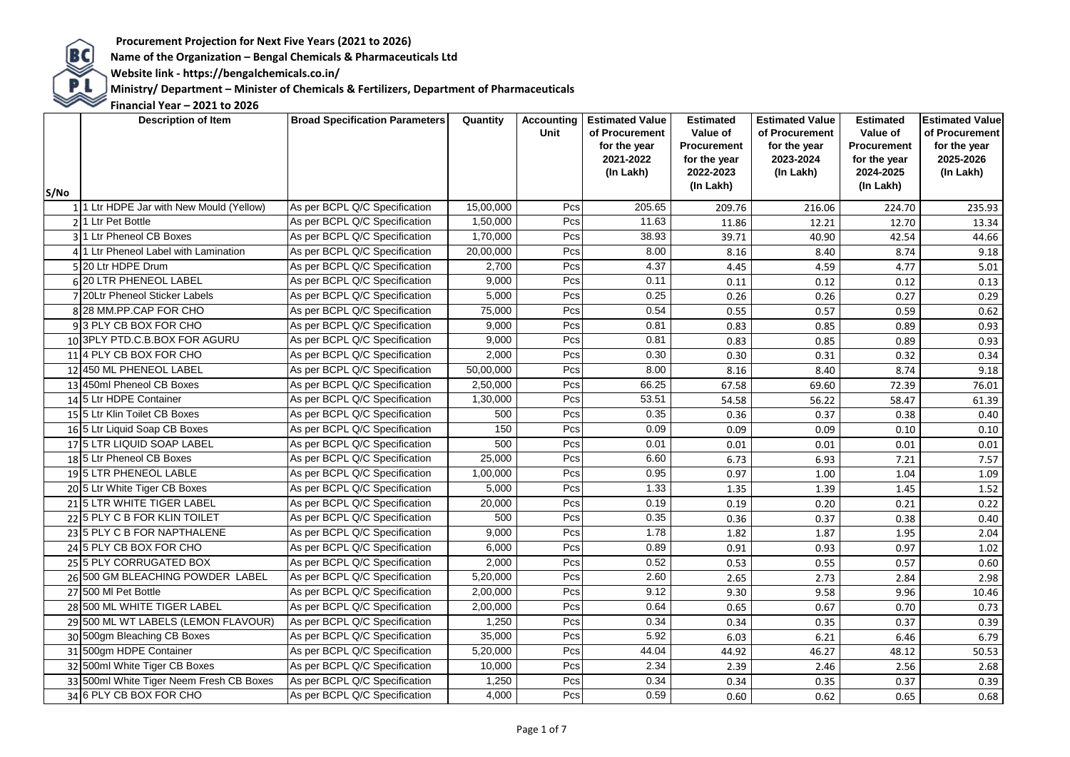**Procurement Projection for Next Five Years (2021 to 2026)**

**Name of the Organization – Bengal Chemicals & Pharmaceuticals Ltd**

**Website link - https://bengalchemicals.co.in/**

**Ministry/ Department – Minister of Chemicals & Fertilizers, Department of Pharmaceuticals**

**Financial Year – 2021 to 2026**

| S/No | Description of Item | Broad Specification Parameters | Quantity | Accounting Unit | Estimated Value of Procurement for the year 2021-2022 (In Lakh) | Estimated Value of Procurement for the year 2022-2023 (In Lakh) | Estimated Value of Procurement for the year 2023-2024 (In Lakh) | Estimated Value of Procurement for the year 2024-2025 (In Lakh) | Estimated Value of Procurement for the year 2025-2026 (In Lakh) |
|---|---|---|---|---|---|---|---|---|---|
| 1 | 1 Ltr HDPE Jar with New Mould (Yellow) | As per BCPL Q/C Specification | 15,00,000 | Pcs | 205.65 | 209.76 | 216.06 | 224.70 | 235.93 |
| 2 | 1 Ltr Pet Bottle | As per BCPL Q/C Specification | 1,50,000 | Pcs | 11.63 | 11.86 | 12.21 | 12.70 | 13.34 |
| 3 | 1 Ltr Pheneol CB Boxes | As per BCPL Q/C Specification | 1,70,000 | Pcs | 38.93 | 39.71 | 40.90 | 42.54 | 44.66 |
| 4 | 1 Ltr Pheneol Label with Lamination | As per BCPL Q/C Specification | 20,00,000 | Pcs | 8.00 | 8.16 | 8.40 | 8.74 | 9.18 |
| 5 | 20 Ltr HDPE Drum | As per BCPL Q/C Specification | 2,700 | Pcs | 4.37 | 4.45 | 4.59 | 4.77 | 5.01 |
| 6 | 20 LTR PHENEOL LABEL | As per BCPL Q/C Specification | 9,000 | Pcs | 0.11 | 0.11 | 0.12 | 0.12 | 0.13 |
| 7 | 20Ltr Pheneol Sticker Labels | As per BCPL Q/C Specification | 5,000 | Pcs | 0.25 | 0.26 | 0.26 | 0.27 | 0.29 |
| 8 | 28 MM.PP.CAP FOR CHO | As per BCPL Q/C Specification | 75,000 | Pcs | 0.54 | 0.55 | 0.57 | 0.59 | 0.62 |
| 9 | 3 PLY CB BOX FOR CHO | As per BCPL Q/C Specification | 9,000 | Pcs | 0.81 | 0.83 | 0.85 | 0.89 | 0.93 |
| 10 | 3PLY PTD.C.B.BOX FOR AGURU | As per BCPL Q/C Specification | 9,000 | Pcs | 0.81 | 0.83 | 0.85 | 0.89 | 0.93 |
| 11 | 4 PLY CB BOX FOR CHO | As per BCPL Q/C Specification | 2,000 | Pcs | 0.30 | 0.30 | 0.31 | 0.32 | 0.34 |
| 12 | 450 ML PHENEOL LABEL | As per BCPL Q/C Specification | 50,00,000 | Pcs | 8.00 | 8.16 | 8.40 | 8.74 | 9.18 |
| 13 | 450ml Pheneol CB Boxes | As per BCPL Q/C Specification | 2,50,000 | Pcs | 66.25 | 67.58 | 69.60 | 72.39 | 76.01 |
| 14 | 5 Ltr HDPE Container | As per BCPL Q/C Specification | 1,30,000 | Pcs | 53.51 | 54.58 | 56.22 | 58.47 | 61.39 |
| 15 | 5 Ltr Klin Toilet CB Boxes | As per BCPL Q/C Specification | 500 | Pcs | 0.35 | 0.36 | 0.37 | 0.38 | 0.40 |
| 16 | 5 Ltr Liquid Soap CB Boxes | As per BCPL Q/C Specification | 150 | Pcs | 0.09 | 0.09 | 0.09 | 0.10 | 0.10 |
| 17 | 5 LTR LIQUID SOAP LABEL | As per BCPL Q/C Specification | 500 | Pcs | 0.01 | 0.01 | 0.01 | 0.01 | 0.01 |
| 18 | 5 Ltr Pheneol CB Boxes | As per BCPL Q/C Specification | 25,000 | Pcs | 6.60 | 6.73 | 6.93 | 7.21 | 7.57 |
| 19 | 5 LTR PHENEOL LABLE | As per BCPL Q/C Specification | 1,00,000 | Pcs | 0.95 | 0.97 | 1.00 | 1.04 | 1.09 |
| 20 | 5 Ltr White Tiger CB Boxes | As per BCPL Q/C Specification | 5,000 | Pcs | 1.33 | 1.35 | 1.39 | 1.45 | 1.52 |
| 21 | 5 LTR WHITE TIGER LABEL | As per BCPL Q/C Specification | 20,000 | Pcs | 0.19 | 0.19 | 0.20 | 0.21 | 0.22 |
| 22 | 5 PLY C B FOR KLIN TOILET | As per BCPL Q/C Specification | 500 | Pcs | 0.35 | 0.36 | 0.37 | 0.38 | 0.40 |
| 23 | 5 PLY C B FOR NAPTHALENE | As per BCPL Q/C Specification | 9,000 | Pcs | 1.78 | 1.82 | 1.87 | 1.95 | 2.04 |
| 24 | 5 PLY CB BOX FOR CHO | As per BCPL Q/C Specification | 6,000 | Pcs | 0.89 | 0.91 | 0.93 | 0.97 | 1.02 |
| 25 | 5 PLY CORRUGATED BOX | As per BCPL Q/C Specification | 2,000 | Pcs | 0.52 | 0.53 | 0.55 | 0.57 | 0.60 |
| 26 | 500 GM BLEACHING POWDER LABEL | As per BCPL Q/C Specification | 5,20,000 | Pcs | 2.60 | 2.65 | 2.73 | 2.84 | 2.98 |
| 27 | 500 Ml Pet Bottle | As per BCPL Q/C Specification | 2,00,000 | Pcs | 9.12 | 9.30 | 9.58 | 9.96 | 10.46 |
| 28 | 500 ML WHITE TIGER LABEL | As per BCPL Q/C Specification | 2,00,000 | Pcs | 0.64 | 0.65 | 0.67 | 0.70 | 0.73 |
| 29 | 500 ML WT LABELS (LEMON FLAVOUR) | As per BCPL Q/C Specification | 1,250 | Pcs | 0.34 | 0.34 | 0.35 | 0.37 | 0.39 |
| 30 | 500gm Bleaching CB Boxes | As per BCPL Q/C Specification | 35,000 | Pcs | 5.92 | 6.03 | 6.21 | 6.46 | 6.79 |
| 31 | 500gm HDPE Container | As per BCPL Q/C Specification | 5,20,000 | Pcs | 44.04 | 44.92 | 46.27 | 48.12 | 50.53 |
| 32 | 500ml White Tiger CB Boxes | As per BCPL Q/C Specification | 10,000 | Pcs | 2.34 | 2.39 | 2.46 | 2.56 | 2.68 |
| 33 | 500ml White Tiger Neem Fresh CB Boxes | As per BCPL Q/C Specification | 1,250 | Pcs | 0.34 | 0.34 | 0.35 | 0.37 | 0.39 |
| 34 | 6 PLY CB BOX FOR CHO | As per BCPL Q/C Specification | 4,000 | Pcs | 0.59 | 0.60 | 0.62 | 0.65 | 0.68 |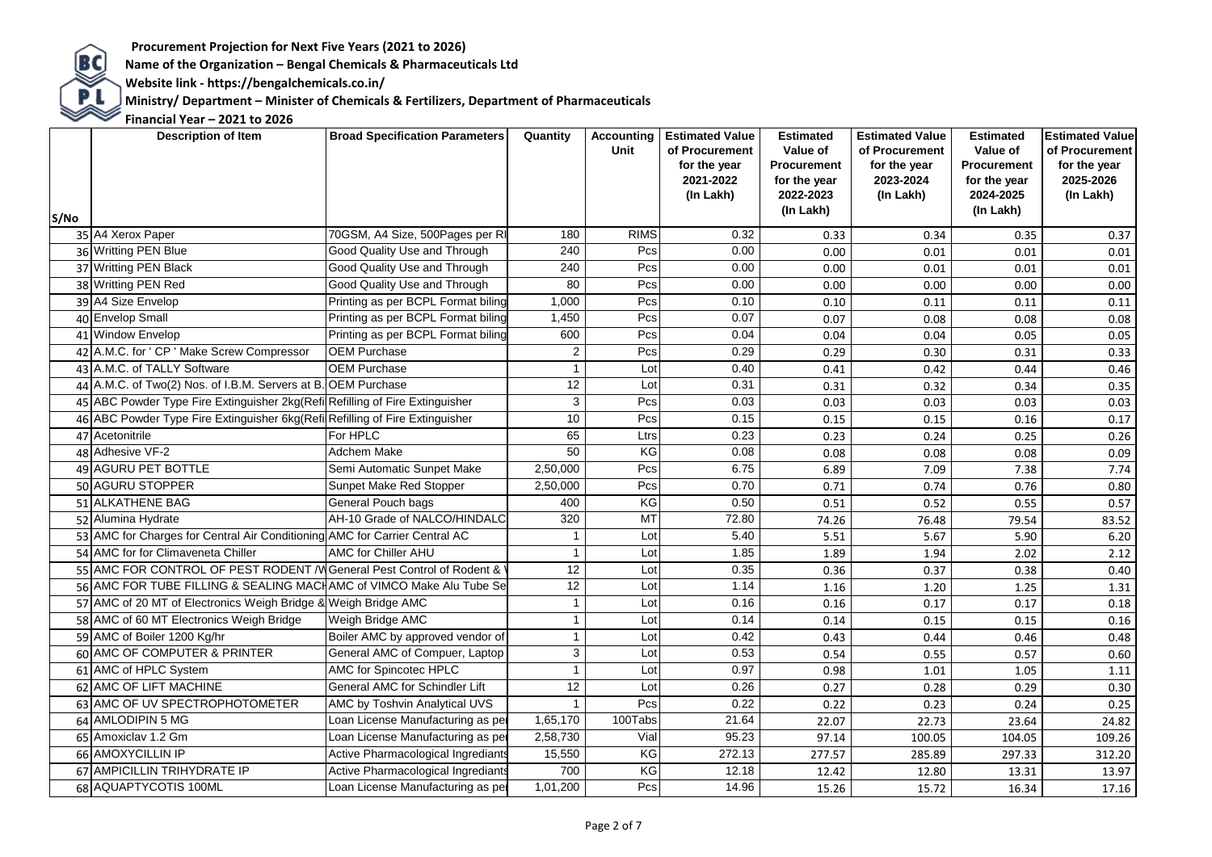**Procurement Projection for Next Five Years (2021 to 2026)**

**Name of the Organization – Bengal Chemicals & Pharmaceuticals Ltd**

**Website link - https://bengalchemicals.co.in/**

**Ministry/ Department – Minister of Chemicals & Fertilizers, Department of Pharmaceuticals**

**Financial Year – 2021 to 2026**

| S/No | Description of Item | Broad Specification Parameters | Quantity | Accounting Unit | Estimated Value of Procurement for the year 2021-2022 (In Lakh) | Estimated Value of Procurement for the year 2022-2023 (In Lakh) | Estimated Value of Procurement for the year 2023-2024 (In Lakh) | Estimated Value of Procurement for the year 2024-2025 (In Lakh) | Estimated Value of Procurement for the year 2025-2026 (In Lakh) |
|---|---|---|---|---|---|---|---|---|---|
| 35 | A4 Xerox Paper | 70GSM, A4 Size, 500Pages per RI | 180 | RIMS | 0.32 | 0.33 | 0.34 | 0.35 | 0.37 |
| 36 | Writting PEN Blue | Good Quality Use and Through | 240 | Pcs | 0.00 | 0.00 | 0.01 | 0.01 | 0.01 |
| 37 | Writting PEN Black | Good Quality Use and Through | 240 | Pcs | 0.00 | 0.00 | 0.01 | 0.01 | 0.01 |
| 38 | Writting PEN Red | Good Quality Use and Through | 80 | Pcs | 0.00 | 0.00 | 0.00 | 0.00 | 0.00 |
| 39 | A4 Size Envelop | Printing as per BCPL Format biling | 1,000 | Pcs | 0.10 | 0.10 | 0.11 | 0.11 | 0.11 |
| 40 | Envelop Small | Printing as per BCPL Format biling | 1,450 | Pcs | 0.07 | 0.07 | 0.08 | 0.08 | 0.08 |
| 41 | Window Envelop | Printing as per BCPL Format biling | 600 | Pcs | 0.04 | 0.04 | 0.04 | 0.05 | 0.05 |
| 42 | A.M.C. for ' CP ' Make Screw Compressor | OEM Purchase | 2 | Pcs | 0.29 | 0.29 | 0.30 | 0.31 | 0.33 |
| 43 | A.M.C. of TALLY Software | OEM Purchase | 1 | Lot | 0.40 | 0.41 | 0.42 | 0.44 | 0.46 |
| 44 | A.M.C. of Two(2) Nos. of I.B.M. Servers at B. | OEM Purchase | 12 | Lot | 0.31 | 0.31 | 0.32 | 0.34 | 0.35 |
| 45 | ABC Powder Type Fire Extinguisher 2kg(Refi | Refilling of Fire Extinguisher | 3 | Pcs | 0.03 | 0.03 | 0.03 | 0.03 | 0.03 |
| 46 | ABC Powder Type Fire Extinguisher 6kg(Refi | Refilling of Fire Extinguisher | 10 | Pcs | 0.15 | 0.15 | 0.15 | 0.16 | 0.17 |
| 47 | Acetonitrile | For HPLC | 65 | Ltrs | 0.23 | 0.23 | 0.24 | 0.25 | 0.26 |
| 48 | Adhesive VF-2 | Adchem Make | 50 | KG | 0.08 | 0.08 | 0.08 | 0.08 | 0.09 |
| 49 | AGURU PET BOTTLE | Semi Automatic Sunpet Make | 2,50,000 | Pcs | 6.75 | 6.89 | 7.09 | 7.38 | 7.74 |
| 50 | AGURU STOPPER | Sunpet Make Red Stopper | 2,50,000 | Pcs | 0.70 | 0.71 | 0.74 | 0.76 | 0.80 |
| 51 | ALKATHENE BAG | General Pouch bags | 400 | KG | 0.50 | 0.51 | 0.52 | 0.55 | 0.57 |
| 52 | Alumina Hydrate | AH-10 Grade of NALCO/HINDALC | 320 | MT | 72.80 | 74.26 | 76.48 | 79.54 | 83.52 |
| 53 | AMC for Charges for Central Air Conditioning | AMC for Carrier Central AC | 1 | Lot | 5.40 | 5.51 | 5.67 | 5.90 | 6.20 |
| 54 | AMC for for Climaveneta Chiller | AMC for Chiller AHU | 1 | Lot | 1.85 | 1.89 | 1.94 | 2.02 | 2.12 |
| 55 | AMC FOR CONTROL OF PEST RODENT /W | General Pest Control of Rodent & | 12 | Lot | 0.35 | 0.36 | 0.37 | 0.38 | 0.40 |
| 56 | AMC FOR TUBE FILLING & SEALING MACH | AMC of VIMCO Make Alu Tube Se | 12 | Lot | 1.14 | 1.16 | 1.20 | 1.25 | 1.31 |
| 57 | AMC of 20 MT of Electronics Weigh Bridge & | Weigh Bridge AMC | 1 | Lot | 0.16 | 0.16 | 0.17 | 0.17 | 0.18 |
| 58 | AMC of 60 MT Electronics Weigh Bridge | Weigh Bridge AMC | 1 | Lot | 0.14 | 0.14 | 0.15 | 0.15 | 0.16 |
| 59 | AMC of Boiler 1200 Kg/hr | Boiler AMC by approved vendor of | 1 | Lot | 0.42 | 0.43 | 0.44 | 0.46 | 0.48 |
| 60 | AMC OF COMPUTER & PRINTER | General AMC of Compuer, Laptop | 3 | Lot | 0.53 | 0.54 | 0.55 | 0.57 | 0.60 |
| 61 | AMC of HPLC System | AMC for Spincotec HPLC | 1 | Lot | 0.97 | 0.98 | 1.01 | 1.05 | 1.11 |
| 62 | AMC OF LIFT MACHINE | General AMC for Schindler Lift | 12 | Lot | 0.26 | 0.27 | 0.28 | 0.29 | 0.30 |
| 63 | AMC OF UV SPECTROPHOTOMETER | AMC by Toshvin Analytical UVS | 1 | Pcs | 0.22 | 0.22 | 0.23 | 0.24 | 0.25 |
| 64 | AMLODIPIN 5 MG | Loan License Manufacturing as per | 1,65,170 | 100Tabs | 21.64 | 22.07 | 22.73 | 23.64 | 24.82 |
| 65 | Amoxiclav 1.2 Gm | Loan License Manufacturing as per | 2,58,730 | Vial | 95.23 | 97.14 | 100.05 | 104.05 | 109.26 |
| 66 | AMOXYCILLIN IP | Active Pharmacological Ingrediants | 15,550 | KG | 272.13 | 277.57 | 285.89 | 297.33 | 312.20 |
| 67 | AMPICILLIN TRIHYDRATE IP | Active Pharmacological Ingrediants | 700 | KG | 12.18 | 12.42 | 12.80 | 13.31 | 13.97 |
| 68 | AQUAPTYCOTIS 100ML | Loan License Manufacturing as per | 1,01,200 | Pcs | 14.96 | 15.26 | 15.72 | 16.34 | 17.16 |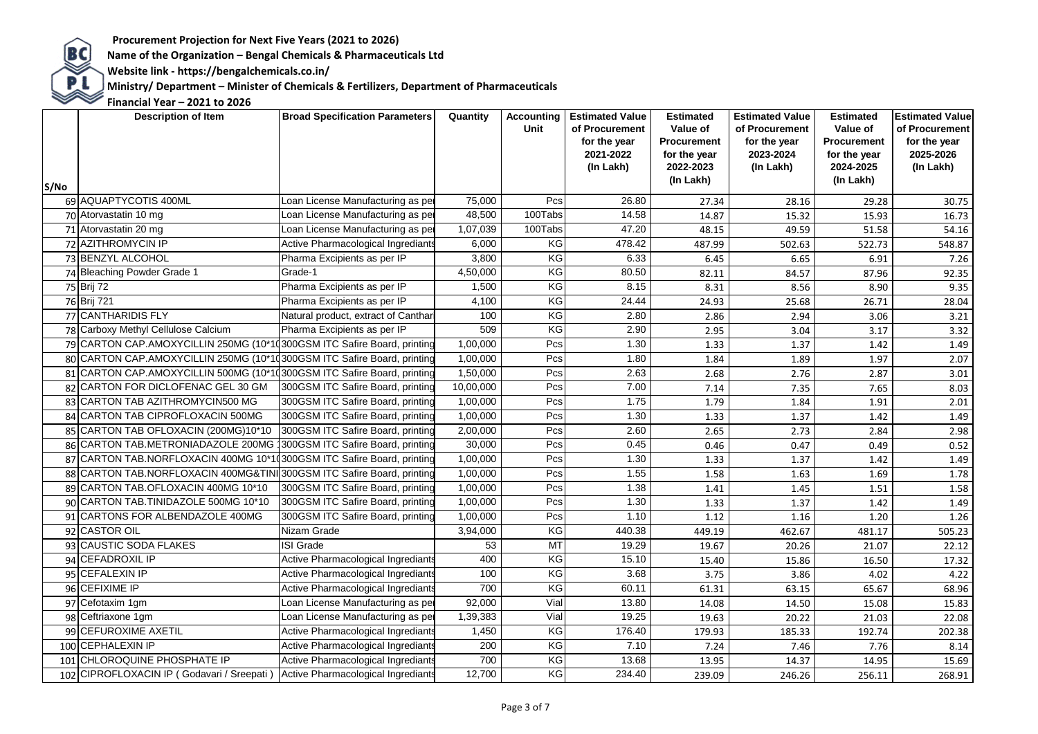**Procurement Projection for Next Five Years (2021 to 2026)**

**Name of the Organization – Bengal Chemicals & Pharmaceuticals Ltd**

**Website link - https://bengalchemicals.co.in/**

**Ministry/ Department – Minister of Chemicals & Fertilizers, Department of Pharmaceuticals**

**Financial Year – 2021 to 2026**

| S/No | Description of Item | Broad Specification Parameters | Quantity | Accounting Unit | Estimated Value of Procurement for the year 2021-2022 (In Lakh) | Estimated Value of Procurement for the year 2022-2023 (In Lakh) | Estimated Value of Procurement for the year 2023-2024 (In Lakh) | Estimated Value of Procurement for the year 2024-2025 (In Lakh) | Estimated Value of Procurement for the year 2025-2026 (In Lakh) |
|---|---|---|---|---|---|---|---|---|---|
| 69 | AQUAPTYCOTIS 400ML | Loan License Manufacturing as per | 75,000 | Pcs | 26.80 | 27.34 | 28.16 | 29.28 | 30.75 |
| 70 | Atorvastatin 10 mg | Loan License Manufacturing as per | 48,500 | 100Tabs | 14.58 | 14.87 | 15.32 | 15.93 | 16.73 |
| 71 | Atorvastatin 20 mg | Loan License Manufacturing as per | 1,07,039 | 100Tabs | 47.20 | 48.15 | 49.59 | 51.58 | 54.16 |
| 72 | AZITHROMYCIN IP | Active Pharmacological Ingrediants | 6,000 | KG | 478.42 | 487.99 | 502.63 | 522.73 | 548.87 |
| 73 | BENZYL ALCOHOL | Pharma Excipients as per IP | 3,800 | KG | 6.33 | 6.45 | 6.65 | 6.91 | 7.26 |
| 74 | Bleaching Powder Grade 1 | Grade-1 | 4,50,000 | KG | 80.50 | 82.11 | 84.57 | 87.96 | 92.35 |
| 75 | Brij 72 | Pharma Excipients as per IP | 1,500 | KG | 8.15 | 8.31 | 8.56 | 8.90 | 9.35 |
| 76 | Brij 721 | Pharma Excipients as per IP | 4,100 | KG | 24.44 | 24.93 | 25.68 | 26.71 | 28.04 |
| 77 | CANTHARIDIS FLY | Natural product, extract of Canthar | 100 | KG | 2.80 | 2.86 | 2.94 | 3.06 | 3.21 |
| 78 | Carboxy Methyl Cellulose Calcium | Pharma Excipients as per IP | 509 | KG | 2.90 | 2.95 | 3.04 | 3.17 | 3.32 |
| 79 | CARTON CAP.AMOXYCILLIN 250MG (10*10 | 300GSM ITC Safire Board, printing | 1,00,000 | Pcs | 1.30 | 1.33 | 1.37 | 1.42 | 1.49 |
| 80 | CARTON CAP.AMOXYCILLIN 250MG (10*10 | 300GSM ITC Safire Board, printing | 1,00,000 | Pcs | 1.80 | 1.84 | 1.89 | 1.97 | 2.07 |
| 81 | CARTON CAP.AMOXYCILLIN 500MG (10*10 | 300GSM ITC Safire Board, printing | 1,50,000 | Pcs | 2.63 | 2.68 | 2.76 | 2.87 | 3.01 |
| 82 | CARTON FOR DICLOFENAC GEL 30 GM | 300GSM ITC Safire Board, printing | 10,00,000 | Pcs | 7.00 | 7.14 | 7.35 | 7.65 | 8.03 |
| 83 | CARTON TAB AZITHROMYCIN500 MG | 300GSM ITC Safire Board, printing | 1,00,000 | Pcs | 1.75 | 1.79 | 1.84 | 1.91 | 2.01 |
| 84 | CARTON TAB CIPROFLOXACIN 500MG | 300GSM ITC Safire Board, printing | 1,00,000 | Pcs | 1.30 | 1.33 | 1.37 | 1.42 | 1.49 |
| 85 | CARTON TAB OFLOXACIN (200MG)10*10 | 300GSM ITC Safire Board, printing | 2,00,000 | Pcs | 2.60 | 2.65 | 2.73 | 2.84 | 2.98 |
| 86 | CARTON TAB.METRONIADAZOLE 200MG | 300GSM ITC Safire Board, printing | 30,000 | Pcs | 0.45 | 0.46 | 0.47 | 0.49 | 0.52 |
| 87 | CARTON TAB.NORFLOXACIN 400MG 10*10 | 300GSM ITC Safire Board, printing | 1,00,000 | Pcs | 1.30 | 1.33 | 1.37 | 1.42 | 1.49 |
| 88 | CARTON TAB.NORFLOXACIN 400MG&TINI | 300GSM ITC Safire Board, printing | 1,00,000 | Pcs | 1.55 | 1.58 | 1.63 | 1.69 | 1.78 |
| 89 | CARTON TAB.OFLOXACIN 400MG 10*10 | 300GSM ITC Safire Board, printing | 1,00,000 | Pcs | 1.38 | 1.41 | 1.45 | 1.51 | 1.58 |
| 90 | CARTON TAB.TINIDAZOLE 500MG 10*10 | 300GSM ITC Safire Board, printing | 1,00,000 | Pcs | 1.30 | 1.33 | 1.37 | 1.42 | 1.49 |
| 91 | CARTONS FOR ALBENDAZOLE 400MG | 300GSM ITC Safire Board, printing | 1,00,000 | Pcs | 1.10 | 1.12 | 1.16 | 1.20 | 1.26 |
| 92 | CASTOR OIL | Nizam Grade | 3,94,000 | KG | 440.38 | 449.19 | 462.67 | 481.17 | 505.23 |
| 93 | CAUSTIC SODA FLAKES | ISI Grade | 53 | MT | 19.29 | 19.67 | 20.26 | 21.07 | 22.12 |
| 94 | CEFADROXIL IP | Active Pharmacological Ingrediants | 400 | KG | 15.10 | 15.40 | 15.86 | 16.50 | 17.32 |
| 95 | CEFALEXIN IP | Active Pharmacological Ingrediants | 100 | KG | 3.68 | 3.75 | 3.86 | 4.02 | 4.22 |
| 96 | CEFIXIME IP | Active Pharmacological Ingrediants | 700 | KG | 60.11 | 61.31 | 63.15 | 65.67 | 68.96 |
| 97 | Cefotaxim 1gm | Loan License Manufacturing as per | 92,000 | Vial | 13.80 | 14.08 | 14.50 | 15.08 | 15.83 |
| 98 | Ceftriaxone 1gm | Loan License Manufacturing as per | 1,39,383 | Vial | 19.25 | 19.63 | 20.22 | 21.03 | 22.08 |
| 99 | CEFUROXIME AXETIL | Active Pharmacological Ingrediants | 1,450 | KG | 176.40 | 179.93 | 185.33 | 192.74 | 202.38 |
| 100 | CEPHALEXIN IP | Active Pharmacological Ingrediants | 200 | KG | 7.10 | 7.24 | 7.46 | 7.76 | 8.14 |
| 101 | CHLOROQUINE PHOSPHATE IP | Active Pharmacological Ingrediants | 700 | KG | 13.68 | 13.95 | 14.37 | 14.95 | 15.69 |
| 102 | CIPROFLOXACIN IP ( Godavari / Sreepati ) | Active Pharmacological Ingrediants | 12,700 | KG | 234.40 | 239.09 | 246.26 | 256.11 | 268.91 |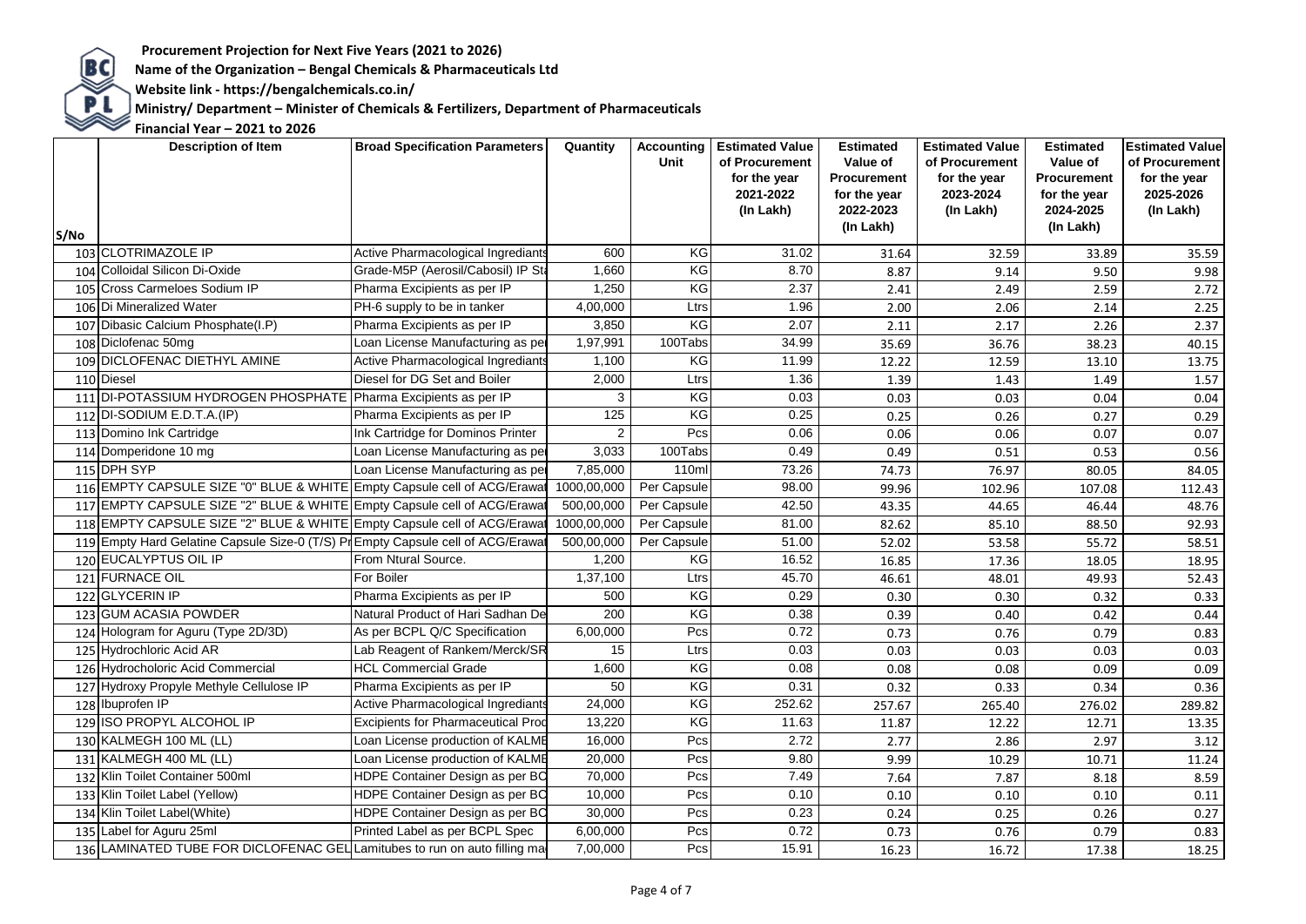**Procurement Projection for Next Five Years (2021 to 2026)**

**Name of the Organization – Bengal Chemicals & Pharmaceuticals Ltd**

**Website link - https://bengalchemicals.co.in/**

**Ministry/ Department – Minister of Chemicals & Fertilizers, Department of Pharmaceuticals**

**Financial Year – 2021 to 2026**

| S/No | Description of Item | Broad Specification Parameters | Quantity | Accounting Unit | Estimated Value of Procurement for the year 2021-2022 (In Lakh) | Estimated Value of Procurement for the year 2022-2023 (In Lakh) | Estimated Value of Procurement for the year 2023-2024 (In Lakh) | Estimated Value of Procurement for the year 2024-2025 (In Lakh) | Estimated Value of Procurement for the year 2025-2026 (In Lakh) |
|---|---|---|---|---|---|---|---|---|---|
| 103 | CLOTRIMAZOLE IP | Active Pharmacological Ingrediants | 600 | KG | 31.02 | 31.64 | 32.59 | 33.89 | 35.59 |
| 104 | Colloidal Silicon Di-Oxide | Grade-M5P (Aerosil/Cabosil) IP Sta | 1,660 | KG | 8.70 | 8.87 | 9.14 | 9.50 | 9.98 |
| 105 | Cross Carmeloes Sodium IP | Pharma Excipients as per IP | 1,250 | KG | 2.37 | 2.41 | 2.49 | 2.59 | 2.72 |
| 106 | Di Mineralized Water | PH-6 supply to be in tanker | 4,00,000 | Ltrs | 1.96 | 2.00 | 2.06 | 2.14 | 2.25 |
| 107 | Dibasic Calcium Phosphate(I.P) | Pharma Excipients as per IP | 3,850 | KG | 2.07 | 2.11 | 2.17 | 2.26 | 2.37 |
| 108 | Diclofenac 50mg | Loan License Manufacturing as pe | 1,97,991 | 100Tabs | 34.99 | 35.69 | 36.76 | 38.23 | 40.15 |
| 109 | DICLOFENAC DIETHYL AMINE | Active Pharmacological Ingrediants | 1,100 | KG | 11.99 | 12.22 | 12.59 | 13.10 | 13.75 |
| 110 | Diesel | Diesel for DG Set and Boiler | 2,000 | Ltrs | 1.36 | 1.39 | 1.43 | 1.49 | 1.57 |
| 111 | DI-POTASSIUM HYDROGEN PHOSPHATE | Pharma Excipients as per IP | 3 | KG | 0.03 | 0.03 | 0.03 | 0.04 | 0.04 |
| 112 | DI-SODIUM E.D.T.A.(IP) | Pharma Excipients as per IP | 125 | KG | 0.25 | 0.25 | 0.26 | 0.27 | 0.29 |
| 113 | Domino Ink Cartridge | Ink Cartridge for Dominos Printer | 2 | Pcs | 0.06 | 0.06 | 0.06 | 0.07 | 0.07 |
| 114 | Domperidone 10 mg | Loan License Manufacturing as pe | 3,033 | 100Tabs | 0.49 | 0.49 | 0.51 | 0.53 | 0.56 |
| 115 | DPH SYP | Loan License Manufacturing as pe | 7,85,000 | 110ml | 73.26 | 74.73 | 76.97 | 80.05 | 84.05 |
| 116 | EMPTY CAPSULE SIZE "0" BLUE & WHITE | Empty Capsule cell of ACG/Erawat | 1000,00,000 | Per Capsule | 98.00 | 99.96 | 102.96 | 107.08 | 112.43 |
| 117 | EMPTY CAPSULE SIZE "2" BLUE & WHITE | Empty Capsule cell of ACG/Erawat | 500,00,000 | Per Capsule | 42.50 | 43.35 | 44.65 | 46.44 | 48.76 |
| 118 | EMPTY CAPSULE SIZE "2" BLUE & WHITE | Empty Capsule cell of ACG/Erawat | 1000,00,000 | Per Capsule | 81.00 | 82.62 | 85.10 | 88.50 | 92.93 |
| 119 | Empty Hard Gelatine Capsule Size-0 (T/S) Pr | Empty Capsule cell of ACG/Erawat | 500,00,000 | Per Capsule | 51.00 | 52.02 | 53.58 | 55.72 | 58.51 |
| 120 | EUCALYPTUS OIL IP | From Ntural Source. | 1,200 | KG | 16.52 | 16.85 | 17.36 | 18.05 | 18.95 |
| 121 | FURNACE OIL | For Boiler | 1,37,100 | Ltrs | 45.70 | 46.61 | 48.01 | 49.93 | 52.43 |
| 122 | GLYCERIN IP | Pharma Excipients as per IP | 500 | KG | 0.29 | 0.30 | 0.30 | 0.32 | 0.33 |
| 123 | GUM ACASIA POWDER | Natural Product of Hari Sadhan De | 200 | KG | 0.38 | 0.39 | 0.40 | 0.42 | 0.44 |
| 124 | Hologram for Aguru (Type 2D/3D) | As per BCPL Q/C Specification | 6,00,000 | Pcs | 0.72 | 0.73 | 0.76 | 0.79 | 0.83 |
| 125 | Hydrochloric Acid AR | Lab Reagent of Rankem/Merck/SR | 15 | Ltrs | 0.03 | 0.03 | 0.03 | 0.03 | 0.03 |
| 126 | Hydrocholoric Acid Commercial | HCL Commercial Grade | 1,600 | KG | 0.08 | 0.08 | 0.08 | 0.09 | 0.09 |
| 127 | Hydroxy Propyle Methyle Cellulose IP | Pharma Excipients as per IP | 50 | KG | 0.31 | 0.32 | 0.33 | 0.34 | 0.36 |
| 128 | Ibuprofen IP | Active Pharmacological Ingrediants | 24,000 | KG | 252.62 | 257.67 | 265.40 | 276.02 | 289.82 |
| 129 | ISO PROPYL ALCOHOL IP | Excipients for Pharmaceutical Prod | 13,220 | KG | 11.63 | 11.87 | 12.22 | 12.71 | 13.35 |
| 130 | KALMEGH 100 ML (LL) | Loan License production of KALME | 16,000 | Pcs | 2.72 | 2.77 | 2.86 | 2.97 | 3.12 |
| 131 | KALMEGH 400 ML (LL) | Loan License production of KALME | 20,000 | Pcs | 9.80 | 9.99 | 10.29 | 10.71 | 11.24 |
| 132 | Klin Toilet Container 500ml | HDPE Container Design as per BC | 70,000 | Pcs | 7.49 | 7.64 | 7.87 | 8.18 | 8.59 |
| 133 | Klin Toilet Label (Yellow) | HDPE Container Design as per BC | 10,000 | Pcs | 0.10 | 0.10 | 0.10 | 0.10 | 0.11 |
| 134 | Klin Toilet Label(White) | HDPE Container Design as per BC | 30,000 | Pcs | 0.23 | 0.24 | 0.25 | 0.26 | 0.27 |
| 135 | Label for Aguru 25ml | Printed Label as per BCPL Spec | 6,00,000 | Pcs | 0.72 | 0.73 | 0.76 | 0.79 | 0.83 |
| 136 | LAMINATED TUBE FOR DICLOFENAC GEL | Lamitubes to run on auto filling ma | 7,00,000 | Pcs | 15.91 | 16.23 | 16.72 | 17.38 | 18.25 |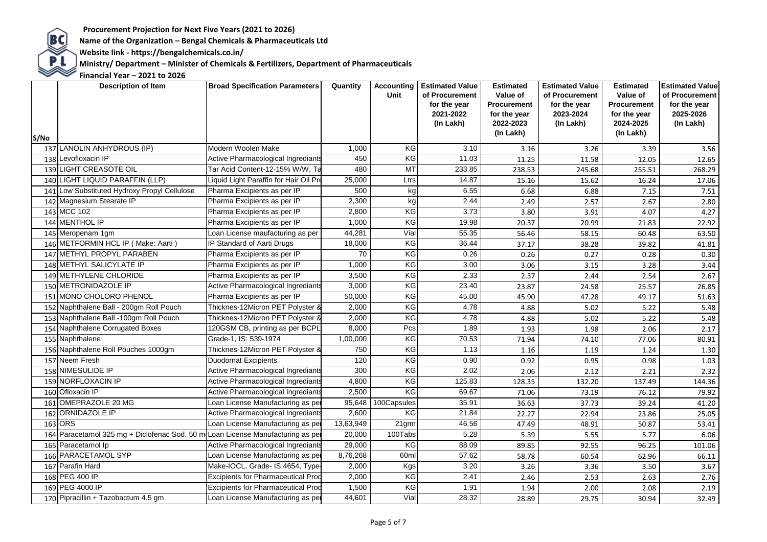**Procurement Projection for Next Five Years (2021 to 2026)**

**Name of the Organization – Bengal Chemicals & Pharmaceuticals Ltd**

**Website link - https://bengalchemicals.co.in/**

**Ministry/ Department – Minister of Chemicals & Fertilizers, Department of Pharmaceuticals**

**Financial Year – 2021 to 2026**

| S/No | Description of Item | Broad Specification Parameters | Quantity | Accounting Unit | Estimated Value of Procurement for the year 2021-2022 (In Lakh) | Estimated Value of Procurement for the year 2022-2023 (In Lakh) | Estimated Value of Procurement for the year 2023-2024 (In Lakh) | Estimated Value of Procurement for the year 2024-2025 (In Lakh) | Estimated Value of Procurement for the year 2025-2026 (In Lakh) |
|---|---|---|---|---|---|---|---|---|---|
| 137 | LANOLIN ANHYDROUS (IP) | Modern Woolen Make | 1,000 | KG | 3.10 | 3.16 | 3.26 | 3.39 | 3.56 |
| 138 | Levofloxacin IP | Active Pharmacological Ingrediants | 450 | KG | 11.03 | 11.25 | 11.58 | 12.05 | 12.65 |
| 139 | LIGHT CREASOTE OIL | Tar Acid Content-12-15% W/W, Ta | 480 | MT | 233.85 | 238.53 | 245.68 | 255.51 | 268.29 |
| 140 | LIGHT LIQUID PARAFFIN (LLP) | Liquid Light Paraffin for Hair Oil Pr | 25,000 | Ltrs | 14.87 | 15.16 | 15.62 | 16.24 | 17.06 |
| 141 | Low Substituted Hydroxy Propyl Cellulose | Pharma Excipients as per IP | 500 | kg | 6.55 | 6.68 | 6.88 | 7.15 | 7.51 |
| 142 | Magnesium Stearate IP | Pharma Excipients as per IP | 2,300 | kg | 2.44 | 2.49 | 2.57 | 2.67 | 2.80 |
| 143 | MCC 102 | Pharma Excipients as per IP | 2,800 | KG | 3.73 | 3.80 | 3.91 | 4.07 | 4.27 |
| 144 | MENTHOL IP | Pharma Excipients as per IP | 1,000 | KG | 19.98 | 20.37 | 20.99 | 21.83 | 22.92 |
| 145 | Meropenam 1gm | Loan License maufacturing as per | 44,281 | Vial | 55.35 | 56.46 | 58.15 | 60.48 | 63.50 |
| 146 | METFORMIN HCL IP ( Make: Aarti ) | IP Standard of Aarti Drugs | 18,000 | KG | 36.44 | 37.17 | 38.28 | 39.82 | 41.81 |
| 147 | METHYL PROPYL PARABEN | Pharma Excipients as per IP | 70 | KG | 0.26 | 0.26 | 0.27 | 0.28 | 0.30 |
| 148 | METHYL SALICYLATE IP | Pharma Excipients as per IP | 1,000 | KG | 3.00 | 3.06 | 3.15 | 3.28 | 3.44 |
| 149 | METHYLENE CHLORIDE | Pharma Excipients as per IP | 3,500 | KG | 2.33 | 2.37 | 2.44 | 2.54 | 2.67 |
| 150 | METRONIDAZOLE IP | Active Pharmacological Ingrediants | 3,000 | KG | 23.40 | 23.87 | 24.58 | 25.57 | 26.85 |
| 151 | MONO CHOLORO PHENOL | Pharma Excipients as per IP | 50,000 | KG | 45.00 | 45.90 | 47.28 | 49.17 | 51.63 |
| 152 | Naphthalene Ball - 200gm Roll Pouch | Thicknes-12Micron PET Polyster & | 2,000 | KG | 4.78 | 4.88 | 5.02 | 5.22 | 5.48 |
| 153 | Naphthalene Ball -100gm Roll Pouch | Thicknes-12Micron PET Polyster & | 2,000 | KG | 4.78 | 4.88 | 5.02 | 5.22 | 5.48 |
| 154 | Naphthalene Corrugated Boxes | 120GSM CB, printing as per BCPL | 8,000 | Pcs | 1.89 | 1.93 | 1.98 | 2.06 | 2.17 |
| 155 | Naphthalene | Grade-1, IS: 539-1974 | 1,00,000 | KG | 70.53 | 71.94 | 74.10 | 77.06 | 80.91 |
| 156 | Naphthalene Roll Pouches 1000gm | Thicknes-12Micron PET Polyster & | 750 | KG | 1.13 | 1.16 | 1.19 | 1.24 | 1.30 |
| 157 | Neem Fresh | Duodornat Excipients | 120 | KG | 0.90 | 0.92 | 0.95 | 0.98 | 1.03 |
| 158 | NIMESULIDE IP | Active Pharmacological Ingrediants | 300 | KG | 2.02 | 2.06 | 2.12 | 2.21 | 2.32 |
| 159 | NORFLOXACIN IP | Active Pharmacological Ingrediants | 4,800 | KG | 125.83 | 128.35 | 132.20 | 137.49 | 144.36 |
| 160 | Ofloxacin IP | Active Pharmacological Ingrediants | 2,500 | KG | 69.67 | 71.06 | 73.19 | 76.12 | 79.92 |
| 161 | OMEPRAZOLE 20 MG | Loan License Manufacturing as pe | 95,648 | 100Capsules | 35.91 | 36.63 | 37.73 | 39.24 | 41.20 |
| 162 | ORNIDAZOLE IP | Active Pharmacological Ingrediants | 2,600 | KG | 21.84 | 22.27 | 22.94 | 23.86 | 25.05 |
| 163 | ORS | Loan License Manufacturing as pe | 13,63,949 | 21grm | 46.56 | 47.49 | 48.91 | 50.87 | 53.41 |
| 164 | Paracetamol 325 mg + Diclofenac Sod. 50 m | Loan License Manufacturing as pe | 20,000 | 100Tabs | 5.28 | 5.39 | 5.55 | 5.77 | 6.06 |
| 165 | Paracetamol Ip | Active Pharmacological Ingrediants | 29,000 | KG | 88.09 | 89.85 | 92.55 | 96.25 | 101.06 |
| 166 | PARACETAMOL SYP | Loan License Manufacturing as pe | 8,76,268 | 60ml | 57.62 | 58.78 | 60.54 | 62.96 | 66.11 |
| 167 | Parafin Hard | Make-IOCL, Grade- IS:4654, Type- | 2,000 | Kgs | 3.20 | 3.26 | 3.36 | 3.50 | 3.67 |
| 168 | PEG 400 IP | Excipients for Pharmaceutical Prod | 2,000 | KG | 2.41 | 2.46 | 2.53 | 2.63 | 2.76 |
| 169 | PEG 4000 IP | Excipients for Pharmaceutical Prod | 1,500 | KG | 1.91 | 1.94 | 2.00 | 2.08 | 2.19 |
| 170 | Pipracillin + Tazobactum 4.5 gm | Loan License Manufacturing as pe | 44,601 | Vial | 28.32 | 28.89 | 29.75 | 30.94 | 32.49 |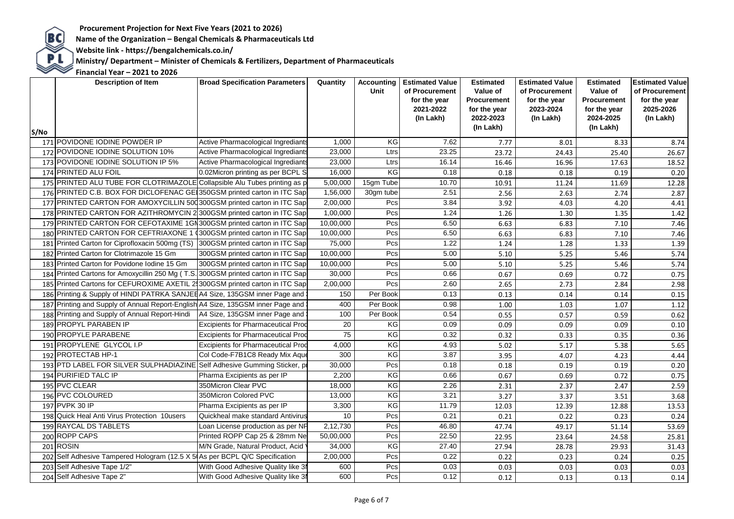**Procurement Projection for Next Five Years (2021 to 2026)**

**Name of the Organization – Bengal Chemicals & Pharmaceuticals Ltd**

**Website link - https://bengalchemicals.co.in/**

**Ministry/ Department – Minister of Chemicals & Fertilizers, Department of Pharmaceuticals**

**Financial Year – 2021 to 2026**

| S/No | Description of Item | Broad Specification Parameters | Quantity | Accounting Unit | Estimated Value of Procurement for the year 2021-2022 (In Lakh) | Estimated Value of Procurement for the year 2022-2023 (In Lakh) | Estimated Value of Procurement for the year 2023-2024 (In Lakh) | Estimated Value of Procurement for the year 2024-2025 (In Lakh) | Estimated Value of Procurement for the year 2025-2026 (In Lakh) |
|---|---|---|---|---|---|---|---|---|---|
| 171 | POVIDONE IODINE POWDER IP | Active Pharmacological Ingredients | 1,000 | KG | 7.62 | 7.77 | 8.01 | 8.33 | 8.74 |
| 172 | POVIDONE IODINE SOLUTION 10% | Active Pharmacological Ingredients | 23,000 | Ltrs | 23.25 | 23.72 | 24.43 | 25.40 | 26.67 |
| 173 | POVIDONE IODINE SOLUTION IP 5% | Active Pharmacological Ingredients | 23,000 | Ltrs | 16.14 | 16.46 | 16.96 | 17.63 | 18.52 |
| 174 | PRINTED ALU FOIL | 0.02Micron printing as per BCPL S | 16,000 | KG | 0.18 | 0.18 | 0.18 | 0.19 | 0.20 |
| 175 | PRINTED ALU TUBE FOR CLOTRIMAZOLE | Collapsible Alu Tubes printing as p | 5,00,000 | 15gm Tube | 10.70 | 10.91 | 11.24 | 11.69 | 12.28 |
| 176 | PRINTED C.B. BOX FOR DICLOFENAC GE | 350GSM printed carton in ITC Sap | 1,56,000 | 30gm tube | 2.51 | 2.56 | 2.63 | 2.74 | 2.87 |
| 177 | PRINTED CARTON FOR AMOXYCILLIN 500 | 300GSM printed carton in ITC Sap | 2,00,000 | Pcs | 3.84 | 3.92 | 4.03 | 4.20 | 4.41 |
| 178 | PRINTED CARTON FOR AZITHROMYCIN 2 | 300GSM printed carton in ITC Sap | 1,00,000 | Pcs | 1.24 | 1.26 | 1.30 | 1.35 | 1.42 |
| 179 | PRINTED CARTON FOR CEFOTAXIME 1GM | 300GSM printed carton in ITC Sap | 10,00,000 | Pcs | 6.50 | 6.63 | 6.83 | 7.10 | 7.46 |
| 180 | PRINTED CARTON FOR CEFTRIAXONE 1 ( | 300GSM printed carton in ITC Sap | 10,00,000 | Pcs | 6.50 | 6.63 | 6.83 | 7.10 | 7.46 |
| 181 | Printed Carton for Ciprofloxacin 500mg (TS) | 300GSM printed carton in ITC Sap | 75,000 | Pcs | 1.22 | 1.24 | 1.28 | 1.33 | 1.39 |
| 182 | Printed Carton for Clotrimazole 15 Gm | 300GSM printed carton in ITC Sap | 10,00,000 | Pcs | 5.00 | 5.10 | 5.25 | 5.46 | 5.74 |
| 183 | Printed Carton for Povidone Iodine 15 Gm | 300GSM printed carton in ITC Sap | 10,00,000 | Pcs | 5.00 | 5.10 | 5.25 | 5.46 | 5.74 |
| 184 | Printed Cartons for Amoxycillin 250 Mg ( T.S. | 300GSM printed carton in ITC Sap | 30,000 | Pcs | 0.66 | 0.67 | 0.69 | 0.72 | 0.75 |
| 185 | Printed Cartons for CEFUROXIME AXETIL 25 | 300GSM printed carton in ITC Sap | 2,00,000 | Pcs | 2.60 | 2.65 | 2.73 | 2.84 | 2.98 |
| 186 | Printing & Supply of HINDI PATRKA SANJEE | A4 Size, 135GSM inner Page and | 150 | Per Book | 0.13 | 0.13 | 0.14 | 0.14 | 0.15 |
| 187 | Printing and Supply of Annual Report-English | A4 Size, 135GSM inner Page and | 400 | Per Book | 0.98 | 1.00 | 1.03 | 1.07 | 1.12 |
| 188 | Printing and Supply of Annual Report-Hindi | A4 Size, 135GSM inner Page and | 100 | Per Book | 0.54 | 0.55 | 0.57 | 0.59 | 0.62 |
| 189 | PROPYL PARABEN IP | Excipients for Pharmaceutical Prod | 20 | KG | 0.09 | 0.09 | 0.09 | 0.09 | 0.10 |
| 190 | PROPYLE PARABENE | Excipients for Pharmaceutical Prod | 75 | KG | 0.32 | 0.32 | 0.33 | 0.35 | 0.36 |
| 191 | PROPYLENE GLYCOL I.P | Excipients for Pharmaceutical Prod | 4,000 | KG | 4.93 | 5.02 | 5.17 | 5.38 | 5.65 |
| 192 | PROTECTAB HP-1 | Col Code-F7B1C8 Ready Mix Aque | 300 | KG | 3.87 | 3.95 | 4.07 | 4.23 | 4.44 |
| 193 | PTD LABEL FOR SILVER SULPHADIAZINE | Self Adhesive Gumming Sticker, pr | 30,000 | Pcs | 0.18 | 0.18 | 0.19 | 0.19 | 0.20 |
| 194 | PURIFIED TALC IP | Pharma Excipients as per IP | 2,200 | KG | 0.66 | 0.67 | 0.69 | 0.72 | 0.75 |
| 195 | PVC CLEAR | 350Micron Clear PVC | 18,000 | KG | 2.26 | 2.31 | 2.37 | 2.47 | 2.59 |
| 196 | PVC COLOURED | 350Micron Colored PVC | 13,000 | KG | 3.21 | 3.27 | 3.37 | 3.51 | 3.68 |
| 197 | PVPK 30 IP | Pharma Excipients as per IP | 3,300 | KG | 11.79 | 12.03 | 12.39 | 12.88 | 13.53 |
| 198 | Quick Heal Anti Virus Protection 10users | Quickheal make standard Antivirus | 10 | Pcs | 0.21 | 0.21 | 0.22 | 0.23 | 0.24 |
| 199 | RAYCAL DS TABLETS | Loan License production as per NF | 2,12,730 | Pcs | 46.80 | 47.74 | 49.17 | 51.14 | 53.69 |
| 200 | ROPP CAPS | Printed ROPP Cap 25 & 28mm Ne | 50,00,000 | Pcs | 22.50 | 22.95 | 23.64 | 24.58 | 25.81 |
| 201 | ROSIN | M/N Grade, Natural Product, Acid V | 34,000 | KG | 27.40 | 27.94 | 28.78 | 29.93 | 31.43 |
| 202 | Self Adhesive Tampered Hologram (12.5 X 50 | As per BCPL Q/C Specification | 2,00,000 | Pcs | 0.22 | 0.22 | 0.23 | 0.24 | 0.25 |
| 203 | Self Adhesive Tape 1/2" | With Good Adhesive Quality like 3M | 600 | Pcs | 0.03 | 0.03 | 0.03 | 0.03 | 0.03 |
| 204 | Self Adhesive Tape 2" | With Good Adhesive Quality like 3M | 600 | Pcs | 0.12 | 0.12 | 0.13 | 0.13 | 0.14 |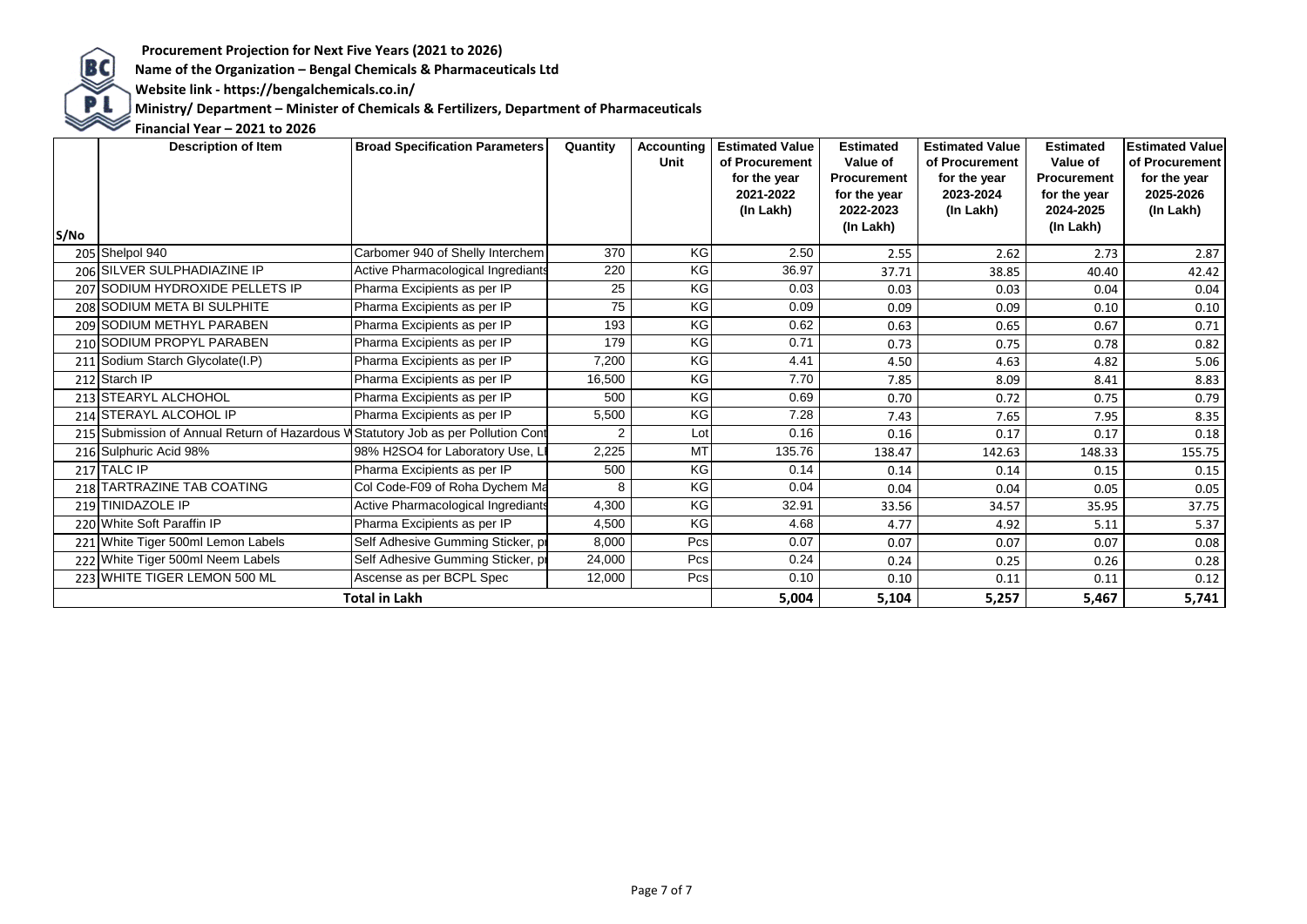**Procurement Projection for Next Five Years (2021 to 2026)**

**Name of the Organization – Bengal Chemicals & Pharmaceuticals Ltd**

**Website link - https://bengalchemicals.co.in/**

**Ministry/ Department – Minister of Chemicals & Fertilizers, Department of Pharmaceuticals**

**Financial Year – 2021 to 2026**

| S/No | Description of Item | Broad Specification Parameters | Quantity | Accounting Unit | Estimated Value of Procurement for the year 2021-2022 (In Lakh) | Estimated Value of Procurement for the year 2022-2023 (In Lakh) | Estimated Value of Procurement for the year 2023-2024 (In Lakh) | Estimated Value of Procurement for the year 2024-2025 (In Lakh) | Estimated Value of Procurement for the year 2025-2026 (In Lakh) |
|---|---|---|---|---|---|---|---|---|---|
| 205 | Shelpol 940 | Carbomer 940 of Shelly Interchem | 370 | KG | 2.50 | 2.55 | 2.62 | 2.73 | 2.87 |
| 206 | SILVER SULPHADIAZINE IP | Active Pharmacological Ingrediants | 220 | KG | 36.97 | 37.71 | 38.85 | 40.40 | 42.42 |
| 207 | SODIUM HYDROXIDE PELLETS IP | Pharma Excipients as per IP | 25 | KG | 0.03 | 0.03 | 0.03 | 0.04 | 0.04 |
| 208 | SODIUM META BI SULPHITE | Pharma Excipients as per IP | 75 | KG | 0.09 | 0.09 | 0.09 | 0.10 | 0.10 |
| 209 | SODIUM METHYL PARABEN | Pharma Excipients as per IP | 193 | KG | 0.62 | 0.63 | 0.65 | 0.67 | 0.71 |
| 210 | SODIUM PROPYL PARABEN | Pharma Excipients as per IP | 179 | KG | 0.71 | 0.73 | 0.75 | 0.78 | 0.82 |
| 211 | Sodium Starch Glycolate(I.P) | Pharma Excipients as per IP | 7,200 | KG | 4.41 | 4.50 | 4.63 | 4.82 | 5.06 |
| 212 | Starch IP | Pharma Excipients as per IP | 16,500 | KG | 7.70 | 7.85 | 8.09 | 8.41 | 8.83 |
| 213 | STEARYL ALCHOHOL | Pharma Excipients as per IP | 500 | KG | 0.69 | 0.70 | 0.72 | 0.75 | 0.79 |
| 214 | STERAYL ALCOHOL IP | Pharma Excipients as per IP | 5,500 | KG | 7.28 | 7.43 | 7.65 | 7.95 | 8.35 |
| 215 | Submission of Annual Return of Hazardous W | Statutory Job as per Pollution Cont | 2 | Lot | 0.16 | 0.16 | 0.17 | 0.17 | 0.18 |
| 216 | Sulphuric Acid 98% | 98% H2SO4 for Laboratory Use, LI | 2,225 | MT | 135.76 | 138.47 | 142.63 | 148.33 | 155.75 |
| 217 | TALC IP | Pharma Excipients as per IP | 500 | KG | 0.14 | 0.14 | 0.14 | 0.15 | 0.15 |
| 218 | TARTRAZINE TAB COATING | Col Code-F09 of Roha Dychem Ma | 8 | KG | 0.04 | 0.04 | 0.04 | 0.05 | 0.05 |
| 219 | TINIDAZOLE IP | Active Pharmacological Ingrediants | 4,300 | KG | 32.91 | 33.56 | 34.57 | 35.95 | 37.75 |
| 220 | White Soft Paraffin IP | Pharma Excipients as per IP | 4,500 | KG | 4.68 | 4.77 | 4.92 | 5.11 | 5.37 |
| 221 | White Tiger 500ml Lemon Labels | Self Adhesive Gumming Sticker, pr | 8,000 | Pcs | 0.07 | 0.07 | 0.07 | 0.07 | 0.08 |
| 222 | White Tiger 500ml Neem Labels | Self Adhesive Gumming Sticker, pr | 24,000 | Pcs | 0.24 | 0.24 | 0.25 | 0.26 | 0.28 |
| 223 | WHITE TIGER LEMON 500 ML | Ascense as per BCPL Spec | 12,000 | Pcs | 0.10 | 0.10 | 0.11 | 0.11 | 0.12 |
| | **Total in Lakh** | | | | **5,004** | **5,104** | **5,257** | **5,467** | **5,741** |